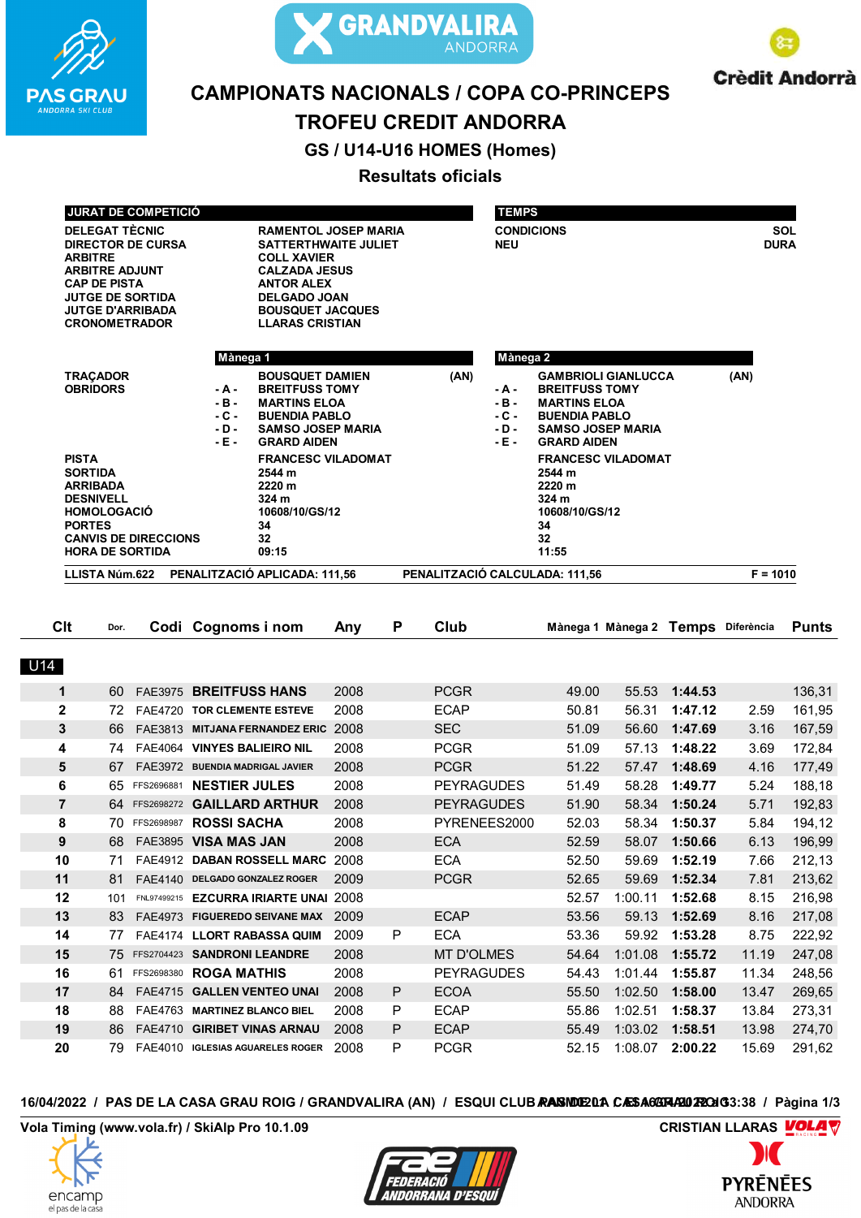# CAMPIONATS NACIONALS / COPA CO-PRINCEPS

## TROFEU CREDIT ANDORRA

### GS / U14-U16 HOMES (Homes)

### Resultats oficials

| JURAT DE COMPETICIÓ | |
|---|---|
| DELEGAT TÈCNIC | RAMENTOL JOSEP MARIA |
| DIRECTOR DE CURSA | SATTERTHWAITE JULIET |
| ARBITRE | COLL XAVIER |
| ARBITRE ADJUNT | CALZADA JESUS |
| CAP DE PISTA | ANTOR ALEX |
| JUTGE DE SORTIDA | DELGADO JOAN |
| JUTGE D'ARRIBADA | BOUSQUET JACQUES |
| CRONOMETRADOR | LLARAS CRISTIAN |

| TEMPS | |
|---|---|
| CONDICIONS | SOL |
| NEU | DURA |

| | Mànega 1 | Mànega 2 |
|---|---|---|
| TRAÇADOR | BOUSQUET DAMIEN (AN) | GAMBRIOLI GIANLUCCA (AN) |
| OBRIDORS -A- | BREITFUSS TOMY | BREITFUSS TOMY |
| -B- | MARTINS ELOA | MARTINS ELOA |
| -C- | BUENDIA PABLO | BUENDIA PABLO |
| -D- | SAMSO JOSEP MARIA | SAMSO JOSEP MARIA |
| -E- | GRARD AIDEN | GRARD AIDEN |
| PISTA | FRANCESC VILADOMAT | FRANCESC VILADOMAT |
| SORTIDA | 2544 m | 2544 m |
| ARRIBADA | 2220 m | 2220 m |
| DESNIVELL | 324 m | 324 m |
| HOMOLOGACIÓ | 10608/10/GS/12 | 10608/10/GS/12 |
| PORTES | 34 | 34 |
| CANVIS DE DIRECCIONS | 32 | 32 |
| HORA DE SORTIDA | 09:15 | 11:55 |

LLISTA Núm.622 PENALITZACIÓ APLICADA: 111,56 PENALITZACIÓ CALCULADA: 111,56 F = 1010

**U14**

| Clt | Dor. | Codi | Cognoms i nom | Any | P | Club | Mànega 1 | Mànega 2 | Temps | Diferència | Punts |
|---|---|---|---|---|---|---|---|---|---|---|---|
| 1 | 60 | FAE3975 | BREITFUSS HANS | 2008 | | PCGR | 49.00 | 55.53 | 1:44.53 | | 136,31 |
| 2 | 72 | FAE4720 | TOR CLEMENTE ESTEVE | 2008 | | ECAP | 50.81 | 56.31 | 1:47.12 | 2.59 | 161,95 |
| 3 | 66 | FAE3813 | MITJANA FERNANDEZ ERIC | 2008 | | SEC | 51.09 | 56.60 | 1:47.69 | 3.16 | 167,59 |
| 4 | 74 | FAE4064 | VINYES BALIEIRO NIL | 2008 | | PCGR | 51.09 | 57.13 | 1:48.22 | 3.69 | 172,84 |
| 5 | 67 | FAE3972 | BUENDIA MADRIGAL JAVIER | 2008 | | PCGR | 51.22 | 57.47 | 1:48.69 | 4.16 | 177,49 |
| 6 | 65 | FFS2696881 | NESTIER JULES | 2008 | | PEYRAGUDES | 51.49 | 58.28 | 1:49.77 | 5.24 | 188,18 |
| 7 | 64 | FFS2698272 | GAILLARD ARTHUR | 2008 | | PEYRAGUDES | 51.90 | 58.34 | 1:50.24 | 5.71 | 192,83 |
| 8 | 70 | FFS2698987 | ROSSI SACHA | 2008 | | PYRENEES2000 | 52.03 | 58.34 | 1:50.37 | 5.84 | 194,12 |
| 9 | 68 | FAE3895 | VISA MAS JAN | 2008 | | ECA | 52.59 | 58.07 | 1:50.66 | 6.13 | 196,99 |
| 10 | 71 | FAE4912 | DABAN ROSSELL MARC | 2008 | | ECA | 52.50 | 59.69 | 1:52.19 | 7.66 | 212,13 |
| 11 | 81 | FAE4140 | DELGADO GONZALEZ ROGER | 2009 | | PCGR | 52.65 | 59.69 | 1:52.34 | 7.81 | 213,62 |
| 12 | 101 | FNL97499215 | EZCURRA IRIARTE UNAI | 2008 | | | 52.57 | 1:00.11 | 1:52.68 | 8.15 | 216,98 |
| 13 | 83 | FAE4973 | FIGUEREDO SEIVANE MAX | 2009 | | ECAP | 53.56 | 59.13 | 1:52.69 | 8.16 | 217,08 |
| 14 | 77 | FAE4174 | LLORT RABASSA QUIM | 2009 | P | ECA | 53.36 | 59.92 | 1:53.28 | 8.75 | 222,92 |
| 15 | 75 | FFS2704423 | SANDRONI LEANDRE | 2008 | | MT D'OLMES | 54.64 | 1:01.08 | 1:55.72 | 11.19 | 247,08 |
| 16 | 61 | FFS2698380 | ROGA MATHIS | 2008 | | PEYRAGUDES | 54.43 | 1:01.44 | 1:55.87 | 11.34 | 248,56 |
| 17 | 84 | FAE4715 | GALLEN VENTEO UNAI | 2008 | P | ECOA | 55.50 | 1:02.50 | 1:58.00 | 13.47 | 269,65 |
| 18 | 88 | FAE4763 | MARTINEZ BLANCO BIEL | 2008 | P | ECAP | 55.86 | 1:02.51 | 1:58.37 | 13.84 | 273,31 |
| 19 | 86 | FAE4710 | GIRIBET VINAS ARNAU | 2008 | P | ECAP | 55.49 | 1:03.02 | 1:58.51 | 13.98 | 274,70 |
| 20 | 79 | FAE4010 | IGLESIAS AGUARELES ROGER | 2008 | P | PCGR | 52.15 | 1:08.07 | 2:00.22 | 15.69 | 291,62 |

16/04/2022 / PAS DE LA CASA GRAU ROIG / GRANDVALIRA (AN) / ESQUI CLUB PAS DE LA CASA GRAU ROIG

Vola Timing (www.vola.fr) / SkiAlp Pro 10.1.09 CRISTIAN LLARAS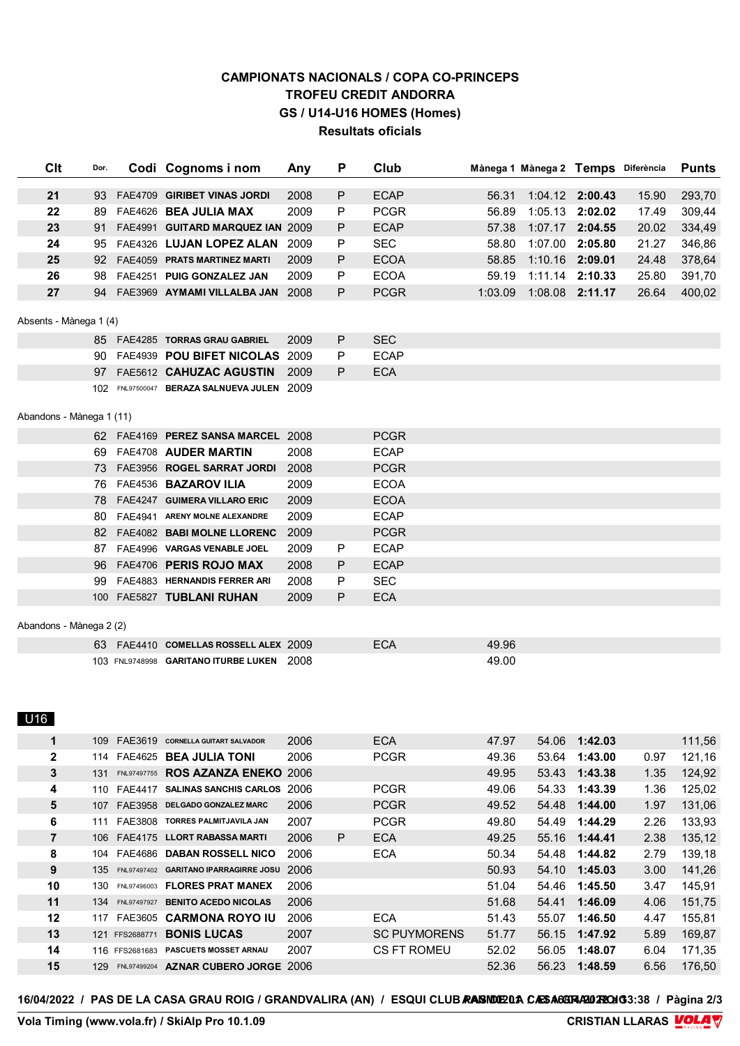# CAMPIONATS NACIONALS / COPA CO-PRINCEPS
## TROFEU CREDIT ANDORRA
## GS / U14-U16 HOMES (Homes)
## Resultats oficials

| Clt | Dor. | Codi | Cognoms i nom | Any | P | Club | Mànega 1 | Mànega 2 | Temps | Diferència | Punts |
|---|---|---|---|---|---|---|---|---|---|---|---|
| 21 | 93 | FAE4709 | GIRIBET VINAS JORDI | 2008 | P | ECAP | 56.31 | 1:04.12 | 2:00.43 | 15.90 | 293,70 |
| 22 | 89 | FAE4626 | BEA JULIA MAX | 2009 | P | PCGR | 56.89 | 1:05.13 | 2:02.02 | 17.49 | 309,44 |
| 23 | 91 | FAE4991 | GUITARD MARQUEZ IAN | 2009 | P | ECAP | 57.38 | 1:07.17 | 2:04.55 | 20.02 | 334,49 |
| 24 | 95 | FAE4326 | LUJAN LOPEZ ALAN | 2009 | P | SEC | 58.80 | 1:07.00 | 2:05.80 | 21.27 | 346,86 |
| 25 | 92 | FAE4059 | PRATS MARTINEZ MARTI | 2009 | P | ECOA | 58.85 | 1:10.16 | 2:09.01 | 24.48 | 378,64 |
| 26 | 98 | FAE4251 | PUIG GONZALEZ JAN | 2009 | P | ECOA | 59.19 | 1:11.14 | 2:10.33 | 25.80 | 391,70 |
| 27 | 94 | FAE3969 | AYMAMI VILLALBA JAN | 2008 | P | PCGR | 1:03.09 | 1:08.08 | 2:11.17 | 26.64 | 400,02 |

Absents - Mànega 1 (4)

| Clt | Dor. | Codi | Cognoms i nom | Any | P | Club | Mànega 1 | Mànega 2 | Temps | Diferència | Punts |
|---|---|---|---|---|---|---|---|---|---|---|---|
| | 85 | FAE4285 | TORRAS GRAU GABRIEL | 2009 | P | SEC | | | | | |
| | 90 | FAE4939 | POU BIFET NICOLAS | 2009 | P | ECAP | | | | | |
| | 97 | FAE5612 | CAHUZAC AGUSTIN | 2009 | P | ECA | | | | | |
| | 102 | FNL97500047 | BERAZA SALNUEVA JULEN | 2009 | | | | | | | |

Abandons - Mànega 1 (11)

| Clt | Dor. | Codi | Cognoms i nom | Any | P | Club | Mànega 1 | Mànega 2 | Temps | Diferència | Punts |
|---|---|---|---|---|---|---|---|---|---|---|---|
| | 62 | FAE4169 | PEREZ SANSA MARCEL | 2008 | | PCGR | | | | | |
| | 69 | FAE4708 | AUDER MARTIN | 2008 | | ECAP | | | | | |
| | 73 | FAE3956 | ROGEL SARRAT JORDI | 2008 | | PCGR | | | | | |
| | 76 | FAE4536 | BAZAROV ILIA | 2009 | | ECOA | | | | | |
| | 78 | FAE4247 | GUIMERA VILLARO ERIC | 2009 | | ECOA | | | | | |
| | 80 | FAE4941 | ARENY MOLNE ALEXANDRE | 2009 | | ECAP | | | | | |
| | 82 | FAE4082 | BABI MOLNE LLORENC | 2009 | | PCGR | | | | | |
| | 87 | FAE4996 | VARGAS VENABLE JOEL | 2009 | P | ECAP | | | | | |
| | 96 | FAE4706 | PERIS ROJO MAX | 2008 | P | ECAP | | | | | |
| | 99 | FAE4883 | HERNANDIS FERRER ARI | 2008 | P | SEC | | | | | |
| | 100 | FAE5827 | TUBLANI RUHAN | 2009 | P | ECA | | | | | |

Abandons - Mànega 2 (2)

| Clt | Dor. | Codi | Cognoms i nom | Any | P | Club | Mànega 1 | Mànega 2 | Temps | Diferència | Punts |
|---|---|---|---|---|---|---|---|---|---|---|---|
| | 63 | FAE4410 | COMELLAS ROSSELL ALEX | 2009 | | ECA | 49.96 | | | | |
| | 103 | FNL9748998 | GARITANO ITURBE LUKEN | 2008 | | | 49.00 | | | | |

U16

| Clt | Dor. | Codi | Cognoms i nom | Any | P | Club | Mànega 1 | Mànega 2 | Temps | Diferència | Punts |
|---|---|---|---|---|---|---|---|---|---|---|---|
| 1 | 109 | FAE3619 | CORNELLA GUITART SALVADOR | 2006 | | ECA | 47.97 | 54.06 | 1:42.03 | | 111,56 |
| 2 | 114 | FAE4625 | BEA JULIA TONI | 2006 | | PCGR | 49.36 | 53.64 | 1:43.00 | 0.97 | 121,16 |
| 3 | 131 | FNL97497755 | ROS AZANZA ENEKO | 2006 | | | 49.95 | 53.43 | 1:43.38 | 1.35 | 124,92 |
| 4 | 110 | FAE4417 | SALINAS SANCHIS CARLOS | 2006 | | PCGR | 49.06 | 54.33 | 1:43.39 | 1.36 | 125,02 |
| 5 | 107 | FAE3958 | DELGADO GONZALEZ MARC | 2006 | | PCGR | 49.52 | 54.48 | 1:44.00 | 1.97 | 131,06 |
| 6 | 111 | FAE3808 | TORRES PALMITJAVILA JAN | 2007 | | PCGR | 49.80 | 54.49 | 1:44.29 | 2.26 | 133,93 |
| 7 | 106 | FAE4175 | LLORT RABASSA MARTI | 2006 | P | ECA | 49.25 | 55.16 | 1:44.41 | 2.38 | 135,12 |
| 8 | 104 | FAE4686 | DABAN ROSSELL NICO | 2006 | | ECA | 50.34 | 54.48 | 1:44.82 | 2.79 | 139,18 |
| 9 | 135 | FNL97497402 | GARITANO IPARRAGIRRE JOSU | 2006 | | | 50.93 | 54.10 | 1:45.03 | 3.00 | 141,26 |
| 10 | 130 | FNL97496003 | FLORES PRAT MANEX | 2006 | | | 51.04 | 54.46 | 1:45.50 | 3.47 | 145,91 |
| 11 | 134 | FNL97497927 | BENITO ACEDO NICOLAS | 2006 | | | 51.68 | 54.41 | 1:46.09 | 4.06 | 151,75 |
| 12 | 117 | FAE3605 | CARMONA ROYO IU | 2006 | | ECA | 51.43 | 55.07 | 1:46.50 | 4.47 | 155,81 |
| 13 | 121 | FFS2688771 | BONIS LUCAS | 2007 | | SC PUYMORENS | 51.77 | 56.15 | 1:47.92 | 5.89 | 169,87 |
| 14 | 116 | FFS2681683 | PASCUETS MOSSET ARNAU | 2007 | | CS FT ROMEU | 52.02 | 56.05 | 1:48.07 | 6.04 | 171,35 |
| 15 | 129 | FNL97499204 | AZNAR CUBERO JORGE | 2006 | | | 52.36 | 56.23 | 1:48.59 | 6.56 | 176,50 |

16/04/2022 / PAS DE LA CASA GRAU ROIG / GRANDVALIRA (AN) / ESQUI CLUB PAS DE LA CASA / 13:38

Vola Timing (www.vola.fr) / SkiAlp Pro 10.1.09 — CRISTIAN LLARAS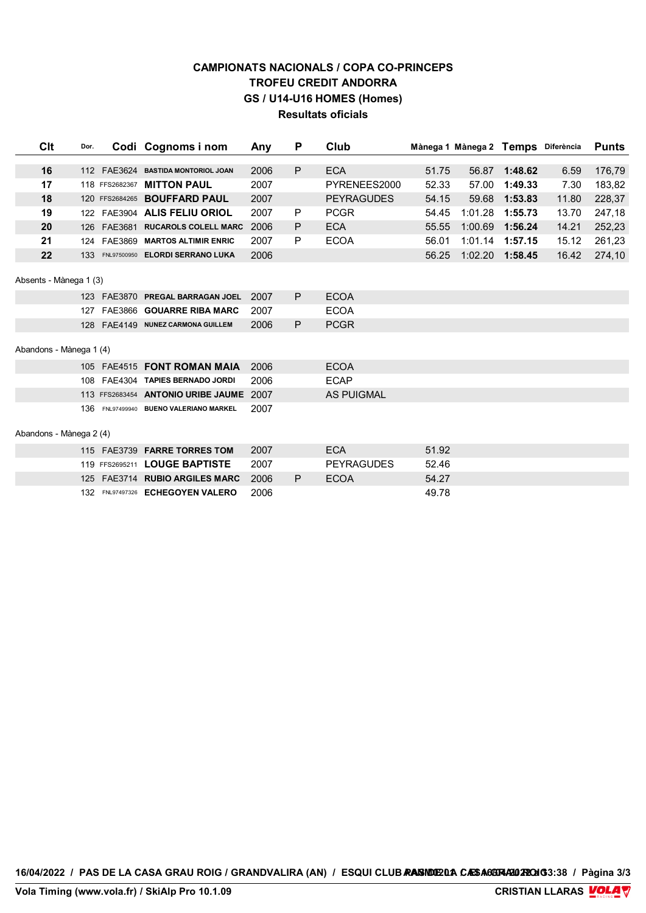**CAMPIONATS NACIONALS / COPA CO-PRINCEPS**
**TROFEU CREDIT ANDORRA**
**GS / U14-U16 HOMES (Homes)**
**Resultats oficials**

| Clt | Dor. | Codi | Cognoms i nom | Any | P | Club | Mànega 1 | Mànega 2 | Temps | Diferència | Punts |
|---|---|---|---|---|---|---|---|---|---|---|---|
| **16** | 112 | FAE3624 | **BASTIDA MONTORIOL JOAN** | 2006 | P | ECA | 51.75 | 56.87 | **1:48.62** | 6.59 | 176,79 |
| **17** | 118 | FFS2682367 | **MITTON PAUL** | 2007 | | PYRENEES2000 | 52.33 | 57.00 | **1:49.33** | 7.30 | 183,82 |
| **18** | 120 | FFS2684265 | **BOUFFARD PAUL** | 2007 | | PEYRAGUDES | 54.15 | 59.68 | **1:53.83** | 11.80 | 228,37 |
| **19** | 122 | FAE3904 | **ALIS FELIU ORIOL** | 2007 | P | PCGR | 54.45 | 1:01.28 | **1:55.73** | 13.70 | 247,18 |
| **20** | 126 | FAE3681 | **RUCAROLS COLELL MARC** | 2006 | P | ECA | 55.55 | 1:00.69 | **1:56.24** | 14.21 | 252,23 |
| **21** | 124 | FAE3869 | **MARTOS ALTIMIR ENRIC** | 2007 | P | ECOA | 56.01 | 1:01.14 | **1:57.15** | 15.12 | 261,23 |
| **22** | 133 | FNL97500950 | **ELORDI SERRANO LUKA** | 2006 | | | 56.25 | 1:02.20 | **1:58.45** | 16.42 | 274,10 |

Absents - Mànega 1 (3)

| Dor. | Codi | Cognoms i nom | Any | P | Club |
|---|---|---|---|---|---|
| 123 | FAE3870 | **PREGAL BARRAGAN JOEL** | 2007 | P | ECOA |
| 127 | FAE3866 | **GOUARRE RIBA MARC** | 2007 | | ECOA |
| 128 | FAE4149 | **NUNEZ CARMONA GUILLEM** | 2006 | P | PCGR |

Abandons - Mànega 1 (4)

| Dor. | Codi | Cognoms i nom | Any | P | Club |
|---|---|---|---|---|---|
| 105 | FAE4515 | **FONT ROMAN MAIA** | 2006 | | ECOA |
| 108 | FAE4304 | **TAPIES BERNADO JORDI** | 2006 | | ECAP |
| 113 | FFS2683454 | **ANTONIO URIBE JAUME** | 2007 | | AS PUIGMAL |
| 136 | FNL97499940 | **BUENO VALERIANO MARKEL** | 2007 | | |

Abandons - Mànega 2 (4)

| Dor. | Codi | Cognoms i nom | Any | P | Club | Mànega 1 |
|---|---|---|---|---|---|---|
| 115 | FAE3739 | **FARRE TORRES TOM** | 2007 | | ECA | 51.92 |
| 119 | FFS2695211 | **LOUGE BAPTISTE** | 2007 | | PEYRAGUDES | 52.46 |
| 125 | FAE3714 | **RUBIO ARGILES MARC** | 2006 | P | ECOA | 54.27 |
| 132 | FNL97497326 | **ECHEGOYEN VALERO** | 2006 | | | 49.78 |

**16/04/2022 / PAS DE LA CASA GRAU ROIG / GRANDVALIRA (AN) / ESQUI CLUB PAS DE LA CASA GRAU ROIG**

**Vola Timing (www.vola.fr) / SkiAlp Pro 10.1.09** **CRISTIAN LLARAS**